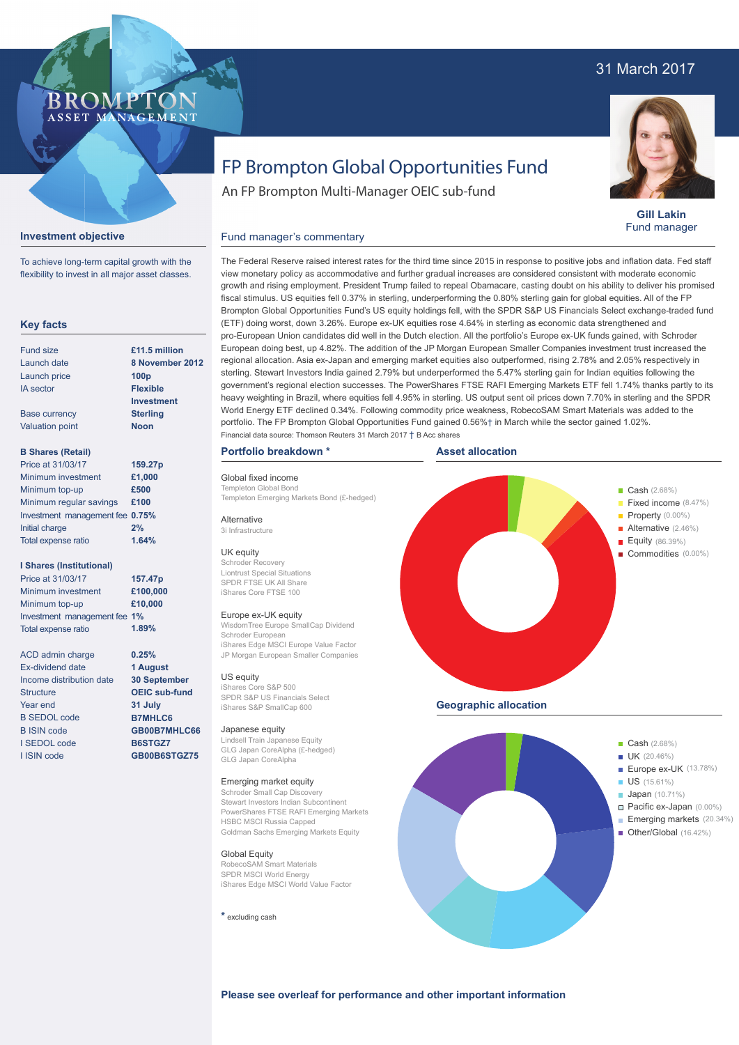31 March 2017

BROMPTON ASSET MANAGEMENT

# FP Brompton Global Opportunities Fund

An FP Brompton Multi-Manager OEIC sub-fund

**Gill Lakin**
Fund manager

## Investment objective

To achieve long-term capital growth with the flexibility to invest in all major asset classes.

## Key facts

| | |
|---|---|
| Fund size | **£11.5 million** |
| Launch date | **8 November 2012** |
| Launch price | **100p** |
| IA sector | **Flexible Investment** |
| Base currency | **Sterling** |
| Valuation point | **Noon** |

**B Shares (Retail)**

| | |
|---|---|
| Price at 31/03/17 | **159.27p** |
| Minimum investment | **£1,000** |
| Minimum top-up | **£500** |
| Minimum regular savings | **£100** |
| Investment management fee | **0.75%** |
| Initial charge | **2%** |
| Total expense ratio | **1.64%** |

**I Shares (Institutional)**

| | |
|---|---|
| Price at 31/03/17 | **157.47p** |
| Minimum investment | **£100,000** |
| Minimum top-up | **£10,000** |
| Investment management fee | **1%** |
| Total expense ratio | **1.89%** |

| | |
|---|---|
| ACD admin charge | **0.25%** |
| Ex-dividend date | **1 August** |
| Income distribution date | **30 September** |
| Structure | **OEIC sub-fund** |
| Year end | **31 July** |
| B SEDOL code | **B7MHLC6** |
| B ISIN code | **GB00B7MHLC66** |
| I SEDOL code | **B6STGZ7** |
| I ISIN code | **GB00B6STGZ75** |

## Fund manager's commentary

The Federal Reserve raised interest rates for the third time since 2015 in response to positive jobs and inflation data. Fed staff view monetary policy as accommodative and further gradual increases are considered consistent with moderate economic growth and rising employment. President Trump failed to repeal Obamacare, casting doubt on his ability to deliver his promised fiscal stimulus. US equities fell 0.37% in sterling, underperforming the 0.80% sterling gain for global equities. All of the FP Brompton Global Opportunities Fund's US equity holdings fell, with the SPDR S&P US Financials Select exchange-traded fund (ETF) doing worst, down 3.26%. Europe ex-UK equities rose 4.64% in sterling as economic data strengthened and pro-European Union candidates did well in the Dutch election. All the portfolio's Europe ex-UK funds gained, with Schroder European doing best, up 4.82%. The addition of the JP Morgan European Smaller Companies investment trust increased the regional allocation. Asia ex-Japan and emerging market equities also outperformed, rising 2.78% and 2.05% respectively in sterling. Stewart Investors India gained 2.79% but underperformed the 5.47% sterling gain for Indian equities following the government's regional election successes. The PowerShares FTSE RAFI Emerging Markets ETF fell 1.74% thanks partly to its heavy weighting in Brazil, where equities fell 4.95% in sterling. US output sent oil prices down 7.70% in sterling and the SPDR World Energy ETF declined 0.34%. Following commodity price weakness, RobecoSAM Smart Materials was added to the portfolio. The FP Brompton Global Opportunities Fund gained 0.56%† in March while the sector gained 1.02%.

Financial data source: Thomson Reuters 31 March 2017 † B Acc shares

## Portfolio breakdown *

**Global fixed income**
Templeton Global Bond
Templeton Emerging Markets Bond (£-hedged)

**Alternative**
3i Infrastructure

**UK equity**
Schroder Recovery
Liontrust Special Situations
SPDR FTSE UK All Share
iShares Core FTSE 100

**Europe ex-UK equity**
WisdomTree Europe SmallCap Dividend
Schroder European
iShares Edge MSCI Europe Value Factor
JP Morgan European Smaller Companies

**US equity**
iShares Core S&P 500
SPDR S&P US Financials Select
iShares S&P SmallCap 600

**Japanese equity**
Lindsell Train Japanese Equity
GLG Japan CoreAlpha (£-hedged)
GLG Japan CoreAlpha

**Emerging market equity**
Schroder Small Cap Discovery
Stewart Investors Indian Subcontinent
PowerShares FTSE RAFI Emerging Markets
HSBC MSCI Russia Capped
Goldman Sachs Emerging Markets Equity

**Global Equity**
RobecoSAM Smart Materials
SPDR MSCI World Energy
iShares Edge MSCI World Value Factor

* excluding cash

## Asset allocation

- Cash (2.68%)
- Fixed income (8.47%)
- Property (0.00%)
- Alternative (2.46%)
- Equity (86.39%)
- Commodities (0.00%)

## Geographic allocation

- Cash (2.68%)
- UK (20.46%)
- Europe ex-UK (13.78%)
- US (15.61%)
- Japan (10.71%)
- Pacific ex-Japan (0.00%)
- Emerging markets (20.34%)
- Other/Global (16.42%)

**Please see overleaf for performance and other important information**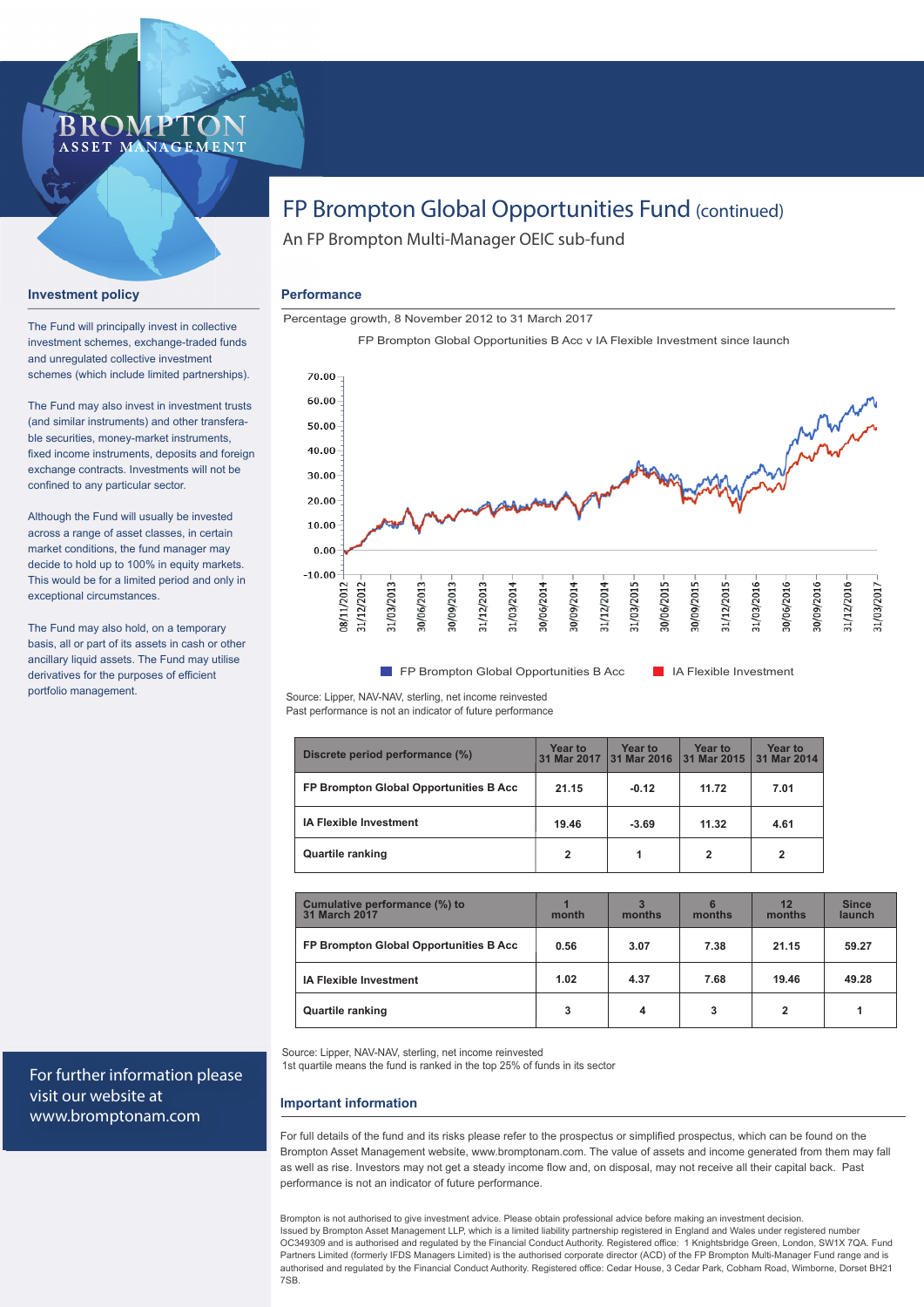# FP Brompton Global Opportunities Fund (continued)

An FP Brompton Multi-Manager OEIC sub-fund

## Investment policy

The Fund will principally invest in collective investment schemes, exchange-traded funds and unregulated collective investment schemes (which include limited partnerships).

The Fund may also invest in investment trusts (and similar instruments) and other transferable securities, money-market instruments, fixed income instruments, deposits and foreign exchange contracts. Investments will not be confined to any particular sector.

Although the Fund will usually be invested across a range of asset classes, in certain market conditions, the fund manager may decide to hold up to 100% in equity markets. This would be for a limited period and only in exceptional circumstances.

The Fund may also hold, on a temporary basis, all or part of its assets in cash or other ancillary liquid assets. The Fund may utilise derivatives for the purposes of efficient portfolio management.

For further information please visit our website at www.bromptonam.com

## Performance

Percentage growth, 8 November 2012 to 31 March 2017

FP Brompton Global Opportunities B Acc v IA Flexible Investment since launch

70.00
60.00
50.00
40.00
30.00
20.00
10.00
0.00
-10.00

08/11/2012
31/12/2012
31/03/2013
30/06/2013
30/09/2013
31/12/2013
31/03/2014
30/06/2014
30/09/2014
31/12/2014
31/03/2015
30/06/2015
30/09/2015
31/12/2015
31/03/2016
30/06/2016
30/09/2016
31/12/2016
31/03/2017

FP Brompton Global Opportunities B Acc
IA Flexible Investment

Source: Lipper, NAV-NAV, sterling, net income reinvested
Past performance is not an indicator of future performance

| Discrete period performance (%) | Year to 31 Mar 2017 | Year to 31 Mar 2016 | Year to 31 Mar 2015 | Year to 31 Mar 2014 |
|---|---|---|---|---|
| FP Brompton Global Opportunities B Acc | 21.15 | -0.12 | 11.72 | 7.01 |
| IA Flexible Investment | 19.46 | -3.69 | 11.32 | 4.61 |
| Quartile ranking | 2 | 1 | 2 | 2 |

| Cumulative performance (%) to 31 March 2017 | 1 month | 3 months | 6 months | 12 months | Since launch |
|---|---|---|---|---|---|
| FP Brompton Global Opportunities B Acc | 0.56 | 3.07 | 7.38 | 21.15 | 59.27 |
| IA Flexible Investment | 1.02 | 4.37 | 7.68 | 19.46 | 49.28 |
| Quartile ranking | 3 | 4 | 3 | 2 | 1 |

Source: Lipper, NAV-NAV, sterling, net income reinvested
1st quartile means the fund is ranked in the top 25% of funds in its sector

## Important information

For full details of the fund and its risks please refer to the prospectus or simplified prospectus, which can be found on the Brompton Asset Management website, www.bromptonam.com. The value of assets and income generated from them may fall as well as rise. Investors may not get a steady income flow and, on disposal, may not receive all their capital back. Past performance is not an indicator of future performance.

Brompton is not authorised to give investment advice. Please obtain professional advice before making an investment decision. Issued by Brompton Asset Management LLP, which is a limited liability partnership registered in England and Wales under registered number OC349309 and is authorised and regulated by the Financial Conduct Authority. Registered office: 1 Knightsbridge Green, London, SW1X 7QA. Fund Partners Limited (formerly IFDS Managers Limited) is the authorised corporate director (ACD) of the FP Brompton Multi-Manager Fund range and is authorised and regulated by the Financial Conduct Authority. Registered office: Cedar House, 3 Cedar Park, Cobham Road, Wimborne, Dorset BH21 7SB.